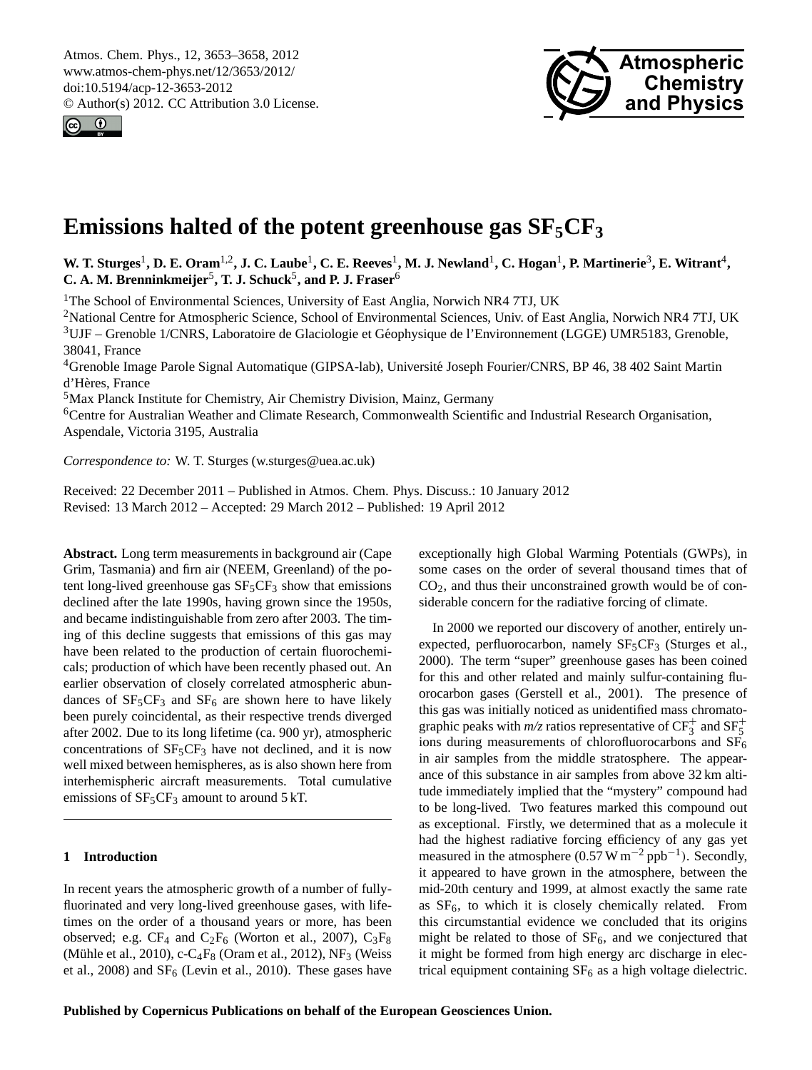# Emissions halted of the potent greenhouse gas $SF_5CF_3$

**W. T. Sturges[1], D. E. Oram[1,2], J. C. Laube[1], C. E. Reeves[1], M. J. Newland[1], C. Hogan[1], P. Martinerie[3], E. Witrant[4], C. A. M. Brenninkmeijer[5], T. J. Schuck[5], and P. J. Fraser[6]**

[1]The School of Environmental Sciences, University of East Anglia, Norwich NR4 7TJ, UK
[2]National Centre for Atmospheric Science, School of Environmental Sciences, Univ. of East Anglia, Norwich NR4 7TJ, UK
[3]UJF – Grenoble 1/CNRS, Laboratoire de Glaciologie et Géophysique de l'Environnement (LGGE) UMR5183, Grenoble, 38041, France
[4]Grenoble Image Parole Signal Automatique (GIPSA-lab), Université Joseph Fourier/CNRS, BP 46, 38 402 Saint Martin d'Hères, France
[5]Max Planck Institute for Chemistry, Air Chemistry Division, Mainz, Germany
[6]Centre for Australian Weather and Climate Research, Commonwealth Scientific and Industrial Research Organisation, Aspendale, Victoria 3195, Australia

*Correspondence to:* W. T. Sturges (w.sturges@uea.ac.uk)

Received: 22 December 2011 – Published in Atmos. Chem. Phys. Discuss.: 10 January 2012
Revised: 13 March 2012 – Accepted: 29 March 2012 – Published: 19 April 2012

**Abstract.** Long term measurements in background air (Cape Grim, Tasmania) and firn air (NEEM, Greenland) of the potent long-lived greenhouse gas $SF_5CF_3$ show that emissions declined after the late 1990s, having grown since the 1950s, and became indistinguishable from zero after 2003. The timing of this decline suggests that emissions of this gas may have been related to the production of certain fluorochemicals; production of which have been recently phased out. An earlier observation of closely correlated atmospheric abundances of $SF_5CF_3$ and $SF_6$ are shown here to have likely been purely coincidental, as their respective trends diverged after 2002. Due to its long lifetime (ca. 900 yr), atmospheric concentrations of $SF_5CF_3$ have not declined, and it is now well mixed between hemispheres, as is also shown here from interhemispheric aircraft measurements. Total cumulative emissions of $SF_5CF_3$ amount to around 5 kT.

## 1 Introduction

In recent years the atmospheric growth of a number of fully-fluorinated and very long-lived greenhouse gases, with lifetimes on the order of a thousand years or more, has been observed; e.g. $CF_4$ and $C_2F_6$ (Worton et al., 2007), $C_3F_8$ (Mühle et al., 2010), c-$C_4F_8$ (Oram et al., 2012), $NF_3$ (Weiss et al., 2008) and $SF_6$ (Levin et al., 2010). These gases have exceptionally high Global Warming Potentials (GWPs), in some cases on the order of several thousand times that of $CO_2$, and thus their unconstrained growth would be of considerable concern for the radiative forcing of climate.

In 2000 we reported our discovery of another, entirely unexpected, perfluorocarbon, namely $SF_5CF_3$ (Sturges et al., 2000). The term "super" greenhouse gases has been coined for this and other related and mainly sulfur-containing fluorocarbon gases (Gerstell et al., 2001). The presence of this gas was initially noticed as unidentified mass chromatographic peaks with *m/z* ratios representative of $CF_3^+$ and $SF_5^+$ ions during measurements of chlorofluorocarbons and $SF_6$ in air samples from the middle stratosphere. The appearance of this substance in air samples from above 32 km altitude immediately implied that the "mystery" compound had to be long-lived. Two features marked this compound out as exceptional. Firstly, we determined that as a molecule it had the highest radiative forcing efficiency of any gas yet measured in the atmosphere ($0.57\,\mathrm{W\,m^{-2}\,ppb^{-1}}$). Secondly, it appeared to have grown in the atmosphere, between the mid-20th century and 1999, at almost exactly the same rate as $SF_6$, to which it is closely chemically related. From this circumstantial evidence we concluded that its origins might be related to those of $SF_6$, and we conjectured that it might be formed from high energy arc discharge in electrical equipment containing $SF_6$ as a high voltage dielectric.

**Published by Copernicus Publications on behalf of the European Geosciences Union.**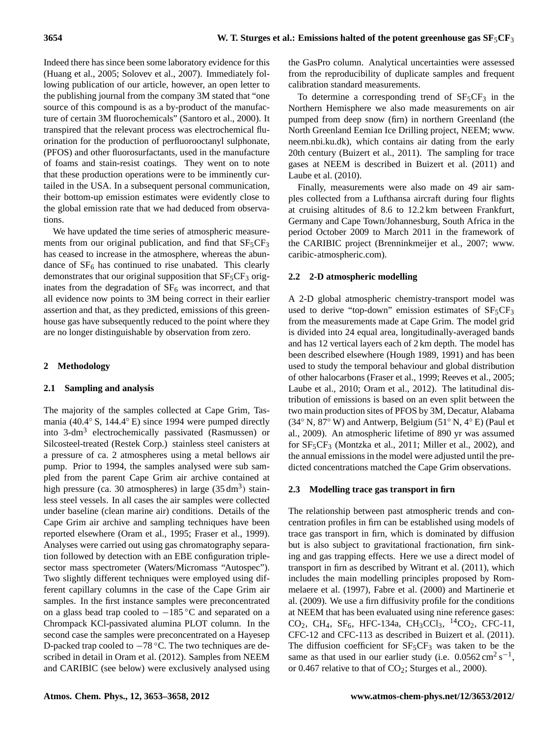Indeed there has since been some laboratory evidence for this (Huang et al., 2005; Solovev et al., 2007). Immediately following publication of our article, however, an open letter to the publishing journal from the company 3M stated that "one source of this compound is as a by-product of the manufacture of certain 3M fluorochemicals" (Santoro et al., 2000). It transpired that the relevant process was electrochemical fluorination for the production of perfluorooctanyl sulphonate, (PFOS) and other fluorosurfactants, used in the manufacture of foams and stain-resist coatings. They went on to note that these production operations were to be imminently curtailed in the USA. In a subsequent personal communication, their bottom-up emission estimates were evidently close to the global emission rate that we had deduced from observations.

We have updated the time series of atmospheric measurements from our original publication, and find that $SF_5CF_3$ has ceased to increase in the atmosphere, whereas the abundance of $SF_6$ has continued to rise unabated. This clearly demonstrates that our original supposition that $SF_5CF_3$ originates from the degradation of $SF_6$ was incorrect, and that all evidence now points to 3M being correct in their earlier assertion and that, as they predicted, emissions of this greenhouse gas have subsequently reduced to the point where they are no longer distinguishable by observation from zero.

## 2 Methodology

### 2.1 Sampling and analysis

The majority of the samples collected at Cape Grim, Tasmania (40.4° S, 144.4° E) since 1994 were pumped directly into 3-dm$^3$ electrochemically passivated (Rasmussen) or Silcosteel-treated (Restek Corp.) stainless steel canisters at a pressure of ca. 2 atmospheres using a metal bellows air pump. Prior to 1994, the samples analysed were sub sampled from the parent Cape Grim air archive contained at high pressure (ca. 30 atmospheres) in large (35 dm$^3$) stainless steel vessels. In all cases the air samples were collected under baseline (clean marine air) conditions. Details of the Cape Grim air archive and sampling techniques have been reported elsewhere (Oram et al., 1995; Fraser et al., 1999). Analyses were carried out using gas chromatography separation followed by detection with an EBE configuration triple-sector mass spectrometer (Waters/Micromass "Autospec"). Two slightly different techniques were employed using different capillary columns in the case of the Cape Grim air samples. In the first instance samples were preconcentrated on a glass bead trap cooled to −185 °C and separated on a Chrompack KCl-passivated alumina PLOT column. In the second case the samples were preconcentrated on a Hayesep D-packed trap cooled to −78 °C. The two techniques are described in detail in Oram et al. (2012). Samples from NEEM and CARIBIC (see below) were exclusively analysed using the GasPro column. Analytical uncertainties were assessed from the reproducibility of duplicate samples and frequent calibration standard measurements.

To determine a corresponding trend of $SF_5CF_3$ in the Northern Hemisphere we also made measurements on air pumped from deep snow (firn) in northern Greenland (the North Greenland Eemian Ice Drilling project, NEEM; www.neem.nbi.ku.dk), which contains air dating from the early 20th century (Buizert et al., 2011). The sampling for trace gases at NEEM is described in Buizert et al. (2011) and Laube et al. (2010).

Finally, measurements were also made on 49 air samples collected from a Lufthansa aircraft during four flights at cruising altitudes of 8.6 to 12.2 km between Frankfurt, Germany and Cape Town/Johannesburg, South Africa in the period October 2009 to March 2011 in the framework of the CARIBIC project (Brenninkmeijer et al., 2007; www.caribic-atmospheric.com).

### 2.2 2-D atmospheric modelling

A 2-D global atmospheric chemistry-transport model was used to derive "top-down" emission estimates of $SF_5CF_3$ from the measurements made at Cape Grim. The model grid is divided into 24 equal area, longitudinally-averaged bands and has 12 vertical layers each of 2 km depth. The model has been described elsewhere (Hough 1989, 1991) and has been used to study the temporal behaviour and global distribution of other halocarbons (Fraser et al., 1999; Reeves et al., 2005; Laube et al., 2010; Oram et al., 2012). The latitudinal distribution of emissions is based on an even split between the two main production sites of PFOS by 3M, Decatur, Alabama (34° N, 87° W) and Antwerp, Belgium (51° N, 4° E) (Paul et al., 2009). An atmospheric lifetime of 890 yr was assumed for $SF_5CF_3$ (Montzka et al., 2011; Miller et al., 2002), and the annual emissions in the model were adjusted until the predicted concentrations matched the Cape Grim observations.

### 2.3 Modelling trace gas transport in firn

The relationship between past atmospheric trends and concentration profiles in firn can be established using models of trace gas transport in firn, which is dominated by diffusion but is also subject to gravitational fractionation, firn sinking and gas trapping effects. Here we use a direct model of transport in firn as described by Witrant et al. (2011), which includes the main modelling principles proposed by Rommelaere et al. (1997), Fabre et al. (2000) and Martinerie et al. (2009). We use a firn diffusivity profile for the conditions at NEEM that has been evaluated using nine reference gases: $CO_2$, $CH_4$, $SF_6$, HFC-134a, $CH_3CCl_3$, $^{14}CO_2$, CFC-11, CFC-12 and CFC-113 as described in Buizert et al. (2011). The diffusion coefficient for $SF_5CF_3$ was taken to be the same as that used in our earlier study (i.e. $0.0562\ cm^2\ s^{-1}$, or 0.467 relative to that of $CO_2$; Sturges et al., 2000).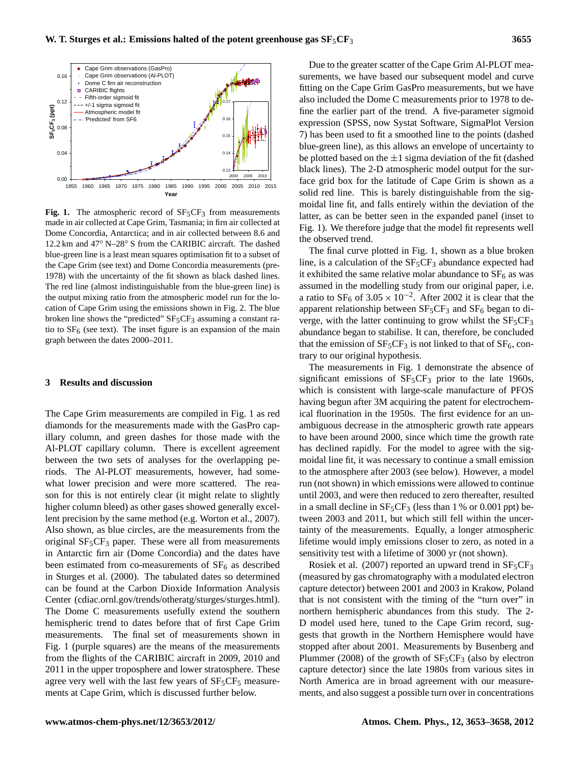**Fig. 1.** The atmospheric record of $SF_5CF_3$ from measurements made in air collected at Cape Grim, Tasmania; in firn air collected at Dome Concordia, Antarctica; and in air collected between 8.6 and 12.2 km and 47° N–28° S from the CARIBIC aircraft. The dashed blue-green line is a least mean squares optimisation fit to a subset of the Cape Grim (see text) and Dome Concordia measurements (pre-1978) with the uncertainty of the fit shown as black dashed lines. The red line (almost indistinguishable from the blue-green line) is the output mixing ratio from the atmospheric model run for the location of Cape Grim using the emissions shown in Fig. 2. The blue broken line shows the "predicted" $SF_5CF_3$ assuming a constant ratio to $SF_6$ (see text). The inset figure is an expansion of the main graph between the dates 2000–2011.

## 3 Results and discussion

The Cape Grim measurements are compiled in Fig. 1 as red diamonds for the measurements made with the GasPro capillary column, and green dashes for those made with the Al-PLOT capillary column. There is excellent agreement between the two sets of analyses for the overlapping periods. The Al-PLOT measurements, however, had somewhat lower precision and were more scattered. The reason for this is not entirely clear (it might relate to slightly higher column bleed) as other gases showed generally excellent precision by the same method (e.g. Worton et al., 2007). Also shown, as blue circles, are the measurements from the original $SF_5CF_3$ paper. These were all from measurements in Antarctic firn air (Dome Concordia) and the dates have been estimated from co-measurements of $SF_6$ as described in Sturges et al. (2000). The tabulated dates so determined can be found at the Carbon Dioxide Information Analysis Center (cdiac.ornl.gov/trends/otheratg/sturges/sturges.html). The Dome C measurements usefully extend the southern hemispheric trend to dates before that of first Cape Grim measurements. The final set of measurements shown in Fig. 1 (purple squares) are the means of the measurements from the flights of the CARIBIC aircraft in 2009, 2010 and 2011 in the upper troposphere and lower stratosphere. These agree very well with the last few years of $SF_5CF_5$ measurements at Cape Grim, which is discussed further below.

Due to the greater scatter of the Cape Grim Al-PLOT measurements, we have based our subsequent model and curve fitting on the Cape Grim GasPro measurements, but we have also included the Dome C measurements prior to 1978 to define the earlier part of the trend. A five-parameter sigmoid expression (SPSS, now Systat Software, SigmaPlot Version 7) has been used to fit a smoothed line to the points (dashed blue-green line), as this allows an envelope of uncertainty to be plotted based on the $\pm 1$ sigma deviation of the fit (dashed black lines). The 2-D atmospheric model output for the surface grid box for the latitude of Cape Grim is shown as a solid red line. This is barely distinguishable from the sigmoidal line fit, and falls entirely within the deviation of the latter, as can be better seen in the expanded panel (inset to Fig. 1). We therefore judge that the model fit represents well the observed trend.

The final curve plotted in Fig. 1, shown as a blue broken line, is a calculation of the $SF_5CF_3$ abundance expected had it exhibited the same relative molar abundance to $SF_6$ as was assumed in the modelling study from our original paper, i.e. a ratio to $SF_6$ of $3.05 \times 10^{-2}$. After 2002 it is clear that the apparent relationship between $SF_5CF_3$ and $SF_6$ began to diverge, with the latter continuing to grow whilst the $SF_5CF_3$ abundance began to stabilise. It can, therefore, be concluded that the emission of $SF_5CF_3$ is not linked to that of $SF_6$, contrary to our original hypothesis.

The measurements in Fig. 1 demonstrate the absence of significant emissions of $SF_5CF_3$ prior to the late 1960s, which is consistent with large-scale manufacture of PFOS having begun after 3M acquiring the patent for electrochemical fluorination in the 1950s. The first evidence for an unambiguous decrease in the atmospheric growth rate appears to have been around 2000, since which time the growth rate has declined rapidly. For the model to agree with the sigmoidal line fit, it was necessary to continue a small emission to the atmosphere after 2003 (see below). However, a model run (not shown) in which emissions were allowed to continue until 2003, and were then reduced to zero thereafter, resulted in a small decline in $SF_5CF_3$ (less than 1 % or 0.001 ppt) between 2003 and 2011, but which still fell within the uncertainty of the measurements. Equally, a longer atmospheric lifetime would imply emissions closer to zero, as noted in a sensitivity test with a lifetime of 3000 yr (not shown).

Rosiek et al. (2007) reported an upward trend in $SF_5CF_3$ (measured by gas chromatography with a modulated electron capture detector) between 2001 and 2003 in Krakow, Poland that is not consistent with the timing of the "turn over" in northern hemispheric abundances from this study. The 2-D model used here, tuned to the Cape Grim record, suggests that growth in the Northern Hemisphere would have stopped after about 2001. Measurements by Busenberg and Plummer (2008) of the growth of $SF_5CF_3$ (also by electron capture detector) since the late 1980s from various sites in North America are in broad agreement with our measurements, and also suggest a possible turn over in concentrations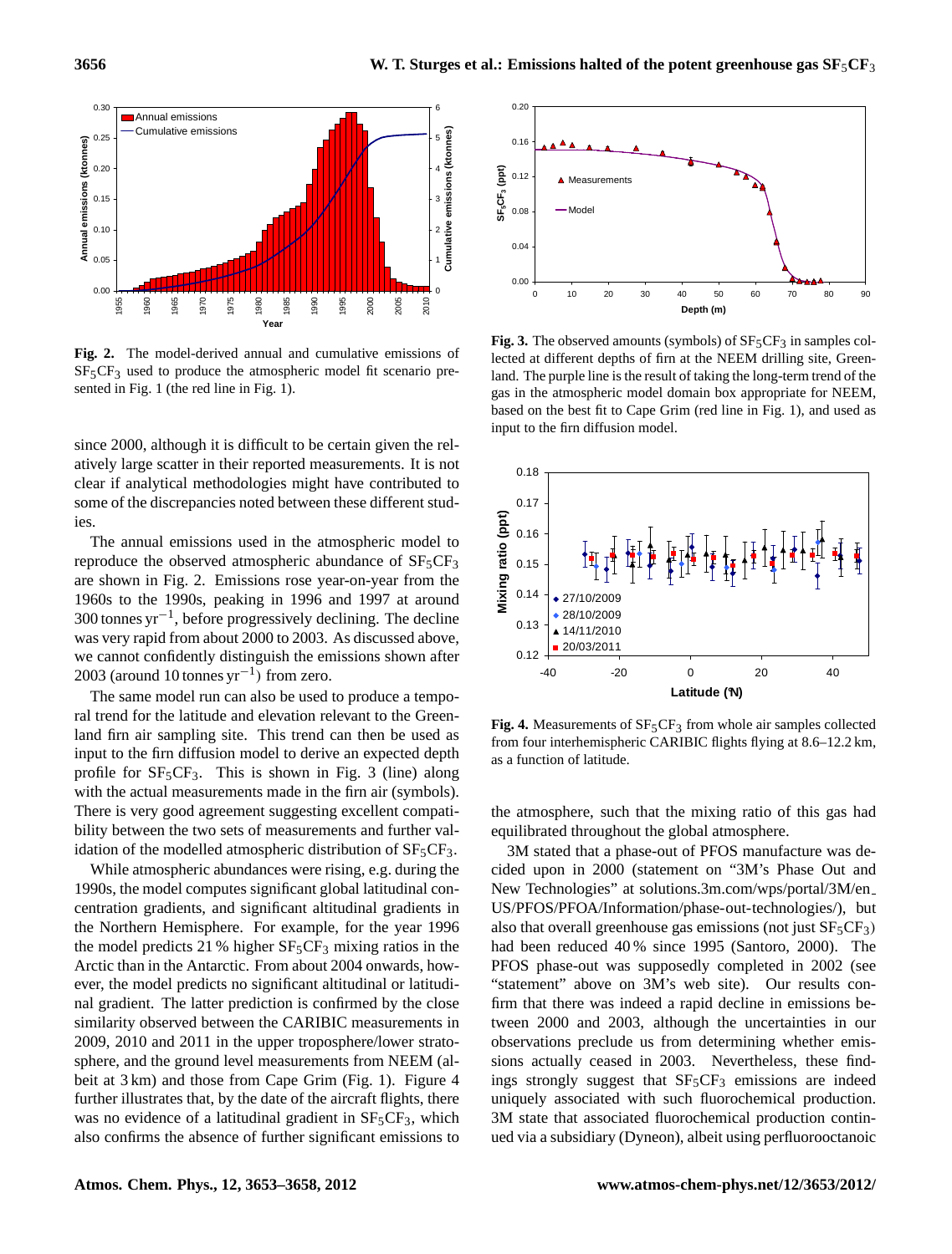**Fig. 2.** The model-derived annual and cumulative emissions of $SF_5CF_3$ used to produce the atmospheric model fit scenario presented in Fig. 1 (the red line in Fig. 1).

since 2000, although it is difficult to be certain given the relatively large scatter in their reported measurements. It is not clear if analytical methodologies might have contributed to some of the discrepancies noted between these different studies.

The annual emissions used in the atmospheric model to reproduce the observed atmospheric abundance of $SF_5CF_3$ are shown in Fig. 2. Emissions rose year-on-year from the 1960s to the 1990s, peaking in 1996 and 1997 at around 300 tonnes $yr^{-1}$, before progressively declining. The decline was very rapid from about 2000 to 2003. As discussed above, we cannot confidently distinguish the emissions shown after 2003 (around 10 tonnes $yr^{-1}$) from zero.

The same model run can also be used to produce a temporal trend for the latitude and elevation relevant to the Greenland firn air sampling site. This trend can then be used as input to the firn diffusion model to derive an expected depth profile for $SF_5CF_3$. This is shown in Fig. 3 (line) along with the actual measurements made in the firn air (symbols). There is very good agreement suggesting excellent compatibility between the two sets of measurements and further validation of the modelled atmospheric distribution of $SF_5CF_3$.

While atmospheric abundances were rising, e.g. during the 1990s, the model computes significant global latitudinal concentration gradients, and significant altitudinal gradients in the Northern Hemisphere. For example, for the year 1996 the model predicts 21 % higher $SF_5CF_3$ mixing ratios in the Arctic than in the Antarctic. From about 2004 onwards, however, the model predicts no significant altitudinal or latitudinal gradient. The latter prediction is confirmed by the close similarity observed between the CARIBIC measurements in 2009, 2010 and 2011 in the upper troposphere/lower stratosphere, and the ground level measurements from NEEM (albeit at 3 km) and those from Cape Grim (Fig. 1). Figure 4 further illustrates that, by the date of the aircraft flights, there was no evidence of a latitudinal gradient in $SF_5CF_3$, which also confirms the absence of further significant emissions to the atmosphere, such that the mixing ratio of this gas had equilibrated throughout the global atmosphere.

**Fig. 3.** The observed amounts (symbols) of $SF_5CF_3$ in samples collected at different depths of firn at the NEEM drilling site, Greenland. The purple line is the result of taking the long-term trend of the gas in the atmospheric model domain box appropriate for NEEM, based on the best fit to Cape Grim (red line in Fig. 1), and used as input to the firn diffusion model.

**Fig. 4.** Measurements of $SF_5CF_3$ from whole air samples collected from four interhemispheric CARIBIC flights flying at 8.6–12.2 km, as a function of latitude.

3M stated that a phase-out of PFOS manufacture was decided upon in 2000 (statement on "3M's Phase Out and New Technologies" at solutions.3m.com/wps/portal/3M/en_US/PFOS/PFOA/Information/phase-out-technologies/), but also that overall greenhouse gas emissions (not just $SF_5CF_3$) had been reduced 40 % since 1995 (Santoro, 2000). The PFOS phase-out was supposedly completed in 2002 (see "statement" above on 3M's web site). Our results confirm that there was indeed a rapid decline in emissions between 2000 and 2003, although the uncertainties in our observations preclude us from determining whether emissions actually ceased in 2003. Nevertheless, these findings strongly suggest that $SF_5CF_3$ emissions are indeed uniquely associated with such fluorochemical production. 3M state that associated fluorochemical production continued via a subsidiary (Dyneon), albeit using perfluorooctanoic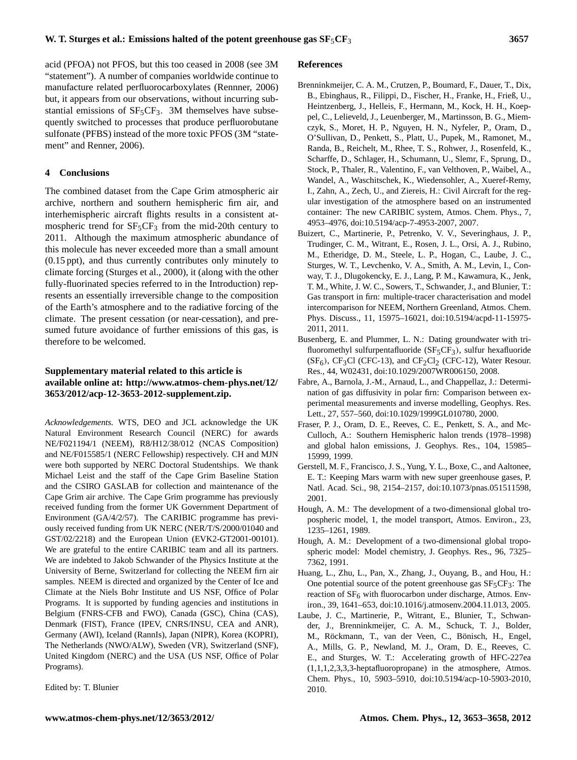acid (PFOA) not PFOS, but this too ceased in 2008 (see 3M "statement"). A number of companies worldwide continue to manufacture related perfluorocarboxylates (Rennner, 2006) but, it appears from our observations, without incurring substantial emissions of $SF_5CF_3$. 3M themselves have subsequently switched to processes that produce perfluorobutane sulfonate (PFBS) instead of the more toxic PFOS (3M "statement" and Renner, 2006).

## 4 Conclusions

The combined dataset from the Cape Grim atmospheric air archive, northern and southern hemispheric firn air, and interhemispheric aircraft flights results in a consistent atmospheric trend for $SF_5CF_3$ from the mid-20th century to 2011. Although the maximum atmospheric abundance of this molecule has never exceeded more than a small amount (0.15 ppt), and thus currently contributes only minutely to climate forcing (Sturges et al., 2000), it (along with the other fully-fluorinated species referred to in the Introduction) represents an essentially irreversible change to the composition of the Earth's atmosphere and to the radiative forcing of the climate. The present cessation (or near-cessation), and presumed future avoidance of further emissions of this gas, is therefore to be welcomed.

**Supplementary material related to this article is available online at: http://www.atmos-chem-phys.net/12/3653/2012/acp-12-3653-2012-supplement.zip.**

*Acknowledgements.* WTS, DEO and JCL acknowledge the UK Natural Environment Research Council (NERC) for awards NE/F021194/1 (NEEM), R8/H12/38/012 (NCAS Composition) and NE/F015585/1 (NERC Fellowship) respectively. CH and MJN were both supported by NERC Doctoral Studentships. We thank Michael Leist and the staff of the Cape Grim Baseline Station and the CSIRO GASLAB for collection and maintenance of the Cape Grim air archive. The Cape Grim programme has previously received funding from the former UK Government Department of Environment (GA/4/2/57). The CARIBIC programme has previously received funding from UK NERC (NER/T/S/2000/01040 and GST/02/2218) and the European Union (EVK2-GT2001-00101). We are grateful to the entire CARIBIC team and all its partners. We are indebted to Jakob Schwander of the Physics Institute at the University of Berne, Switzerland for collecting the NEEM firn air samples. NEEM is directed and organized by the Center of Ice and Climate at the Niels Bohr Institute and US NSF, Office of Polar Programs. It is supported by funding agencies and institutions in Belgium (FNRS-CFB and FWO), Canada (GSC), China (CAS), Denmark (FIST), France (IPEV, CNRS/INSU, CEA and ANR), Germany (AWI), Iceland (RannIs), Japan (NIPR), Korea (KOPRI), The Netherlands (NWO/ALW), Sweden (VR), Switzerland (SNF), United Kingdom (NERC) and the USA (US NSF, Office of Polar Programs).

Edited by: T. Blunier

## References

Brenninkmeijer, C. A. M., Crutzen, P., Boumard, F., Dauer, T., Dix, B., Ebinghaus, R., Filippi, D., Fischer, H., Franke, H., Frieß, U., Heintzenberg, J., Helleis, F., Hermann, M., Kock, H. H., Koeppel, C., Lelieveld, J., Leuenberger, M., Martinsson, B. G., Miemczyk, S., Moret, H. P., Nguyen, H. N., Nyfeler, P., Oram, D., O'Sullivan, D., Penkett, S., Platt, U., Pupek, M., Ramonet, M., Randa, B., Reichelt, M., Rhee, T. S., Rohwer, J., Rosenfeld, K., Scharffe, D., Schlager, H., Schumann, U., Slemr, F., Sprung, D., Stock, P., Thaler, R., Valentino, F., van Velthoven, P., Waibel, A., Wandel, A., Waschitschek, K., Wiedensohler, A., Xueref-Remy, I., Zahn, A., Zech, U., and Ziereis, H.: Civil Aircraft for the regular investigation of the atmosphere based on an instrumented container: The new CARIBIC system, Atmos. Chem. Phys., 7, 4953–4976, doi:10.5194/acp-7-4953-2007, 2007.

Buizert, C., Martinerie, P., Petrenko, V. V., Severinghaus, J. P., Trudinger, C. M., Witrant, E., Rosen, J. L., Orsi, A. J., Rubino, M., Etheridge, D. M., Steele, L. P., Hogan, C., Laube, J. C., Sturges, W. T., Levchenko, V. A., Smith, A. M., Levin, I., Conway, T. J., Dlugokencky, E. J., Lang, P. M., Kawamura, K., Jenk, T. M., White, J. W. C., Sowers, T., Schwander, J., and Blunier, T.: Gas transport in firn: multiple-tracer characterisation and model intercomparison for NEEM, Northern Greenland, Atmos. Chem. Phys. Discuss., 11, 15975–16021, doi:10.5194/acpd-11-15975-2011, 2011.

Busenberg, E. and Plummer, L. N.: Dating groundwater with trifluoromethyl sulfurpentafluoride ($SF_5CF_3$), sulfur hexafluoride ($SF_6$), $CF_3Cl$ (CFC-13), and $CF_2Cl_2$ (CFC-12), Water Resour. Res., 44, W02431, doi:10.1029/2007WR006150, 2008.

Fabre, A., Barnola, J.-M., Arnaud, L., and Chappellaz, J.: Determination of gas diffusivity in polar firn: Comparison between experimental measurements and inverse modelling, Geophys. Res. Lett., 27, 557–560, doi:10.1029/1999GL010780, 2000.

Fraser, P. J., Oram, D. E., Reeves, C. E., Penkett, S. A., and McCulloch, A.: Southern Hemispheric halon trends (1978–1998) and global halon emissions, J. Geophys. Res., 104, 15985–15999, 1999.

Gerstell, M. F., Francisco, J. S., Yung, Y. L., Boxe, C., and Aaltonee, E. T.: Keeping Mars warm with new super greenhouse gases, P. Natl. Acad. Sci., 98, 2154–2157, doi:10.1073/pnas.051511598, 2001.

Hough, A. M.: The development of a two-dimensional global tropospheric model, 1, the model transport, Atmos. Environ., 23, 1235–1261, 1989.

Hough, A. M.: Development of a two-dimensional global tropospheric model: Model chemistry, J. Geophys. Res., 96, 7325–7362, 1991.

Huang, L., Zhu, L., Pan, X., Zhang, J., Ouyang, B., and Hou, H.: One potential source of the potent greenhouse gas $SF_5CF_3$: The reaction of $SF_6$ with fluorocarbon under discharge, Atmos. Environ., 39, 1641–653, doi:10.1016/j.atmosenv.2004.11.013, 2005.

Laube, J. C., Martinerie, P., Witrant, E., Blunier, T., Schwander, J., Brenninkmeijer, C. A. M., Schuck, T. J., Bolder, M., Röckmann, T., van der Veen, C., Bönisch, H., Engel, A., Mills, G. P., Newland, M. J., Oram, D. E., Reeves, C. E., and Sturges, W. T.: Accelerating growth of HFC-227ea (1,1,1,2,3,3,3-heptafluoropropane) in the atmosphere, Atmos. Chem. Phys., 10, 5903–5910, doi:10.5194/acp-10-5903-2010, 2010.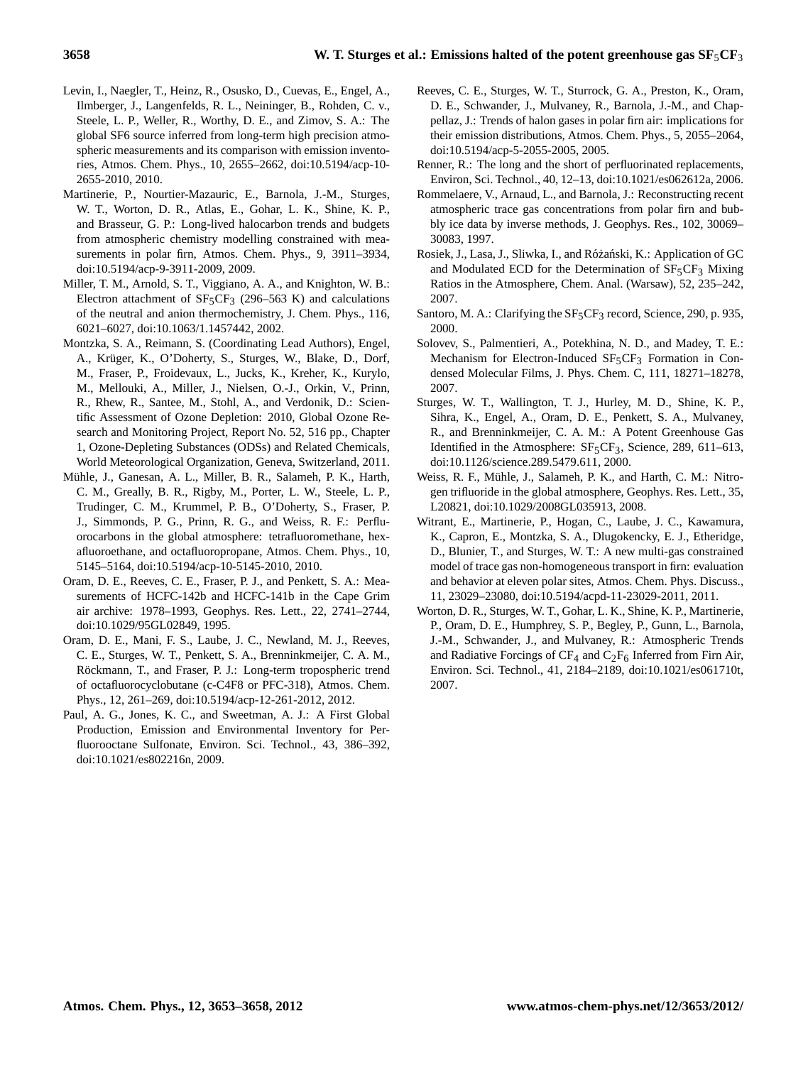Levin, I., Naegler, T., Heinz, R., Osusko, D., Cuevas, E., Engel, A., Ilmberger, J., Langenfelds, R. L., Neininger, B., Rohden, C. v., Steele, L. P., Weller, R., Worthy, D. E., and Zimov, S. A.: The global SF6 source inferred from long-term high precision atmospheric measurements and its comparison with emission inventories, Atmos. Chem. Phys., 10, 2655–2662, doi:10.5194/acp-10-2655-2010, 2010.

Martinerie, P., Nourtier-Mazauric, E., Barnola, J.-M., Sturges, W. T., Worton, D. R., Atlas, E., Gohar, L. K., Shine, K. P., and Brasseur, G. P.: Long-lived halocarbon trends and budgets from atmospheric chemistry modelling constrained with measurements in polar firn, Atmos. Chem. Phys., 9, 3911–3934, doi:10.5194/acp-9-3911-2009, 2009.

Miller, T. M., Arnold, S. T., Viggiano, A. A., and Knighton, W. B.: Electron attachment of $SF_5CF_3$ (296–563 K) and calculations of the neutral and anion thermochemistry, J. Chem. Phys., 116, 6021–6027, doi:10.1063/1.1457442, 2002.

Montzka, S. A., Reimann, S. (Coordinating Lead Authors), Engel, A., Krüger, K., O'Doherty, S., Sturges, W., Blake, D., Dorf, M., Fraser, P., Froidevaux, L., Jucks, K., Kreher, K., Kurylo, M., Mellouki, A., Miller, J., Nielsen, O.-J., Orkin, V., Prinn, R., Rhew, R., Santee, M., Stohl, A., and Verdonik, D.: Scientific Assessment of Ozone Depletion: 2010, Global Ozone Research and Monitoring Project, Report No. 52, 516 pp., Chapter 1, Ozone-Depleting Substances (ODSs) and Related Chemicals, World Meteorological Organization, Geneva, Switzerland, 2011.

Mühle, J., Ganesan, A. L., Miller, B. R., Salameh, P. K., Harth, C. M., Greally, B. R., Rigby, M., Porter, L. W., Steele, L. P., Trudinger, C. M., Krummel, P. B., O'Doherty, S., Fraser, P. J., Simmonds, P. G., Prinn, R. G., and Weiss, R. F.: Perfluorocarbons in the global atmosphere: tetrafluoromethane, hexafluoroethane, and octafluoropropane, Atmos. Chem. Phys., 10, 5145–5164, doi:10.5194/acp-10-5145-2010, 2010.

Oram, D. E., Reeves, C. E., Fraser, P. J., and Penkett, S. A.: Measurements of HCFC-142b and HCFC-141b in the Cape Grim air archive: 1978–1993, Geophys. Res. Lett., 22, 2741–2744, doi:10.1029/95GL02849, 1995.

Oram, D. E., Mani, F. S., Laube, J. C., Newland, M. J., Reeves, C. E., Sturges, W. T., Penkett, S. A., Brenninkmeijer, C. A. M., Röckmann, T., and Fraser, P. J.: Long-term tropospheric trend of octafluorocyclobutane (c-C4F8 or PFC-318), Atmos. Chem. Phys., 12, 261–269, doi:10.5194/acp-12-261-2012, 2012.

Paul, A. G., Jones, K. C., and Sweetman, A. J.: A First Global Production, Emission and Environmental Inventory for Perfluorooctane Sulfonate, Environ. Sci. Technol., 43, 386–392, doi:10.1021/es802216n, 2009.

Reeves, C. E., Sturges, W. T., Sturrock, G. A., Preston, K., Oram, D. E., Schwander, J., Mulvaney, R., Barnola, J.-M., and Chappellaz, J.: Trends of halon gases in polar firn air: implications for their emission distributions, Atmos. Chem. Phys., 5, 2055–2064, doi:10.5194/acp-5-2055-2005, 2005.

Renner, R.: The long and the short of perfluorinated replacements, Environ, Sci. Technol., 40, 12–13, doi:10.1021/es062612a, 2006.

Rommelaere, V., Arnaud, L., and Barnola, J.: Reconstructing recent atmospheric trace gas concentrations from polar firn and bubbly ice data by inverse methods, J. Geophys. Res., 102, 30069–30083, 1997.

Rosiek, J., Lasa, J., Sliwka, I., and Różański, K.: Application of GC and Modulated ECD for the Determination of $SF_5CF_3$ Mixing Ratios in the Atmosphere, Chem. Anal. (Warsaw), 52, 235–242, 2007.

Santoro, M. A.: Clarifying the $SF_5CF_3$ record, Science, 290, p. 935, 2000.

Solovev, S., Palmentieri, A., Potekhina, N. D., and Madey, T. E.: Mechanism for Electron-Induced $SF_5CF_3$ Formation in Condensed Molecular Films, J. Phys. Chem. C, 111, 18271–18278, 2007.

Sturges, W. T., Wallington, T. J., Hurley, M. D., Shine, K. P., Sihra, K., Engel, A., Oram, D. E., Penkett, S. A., Mulvaney, R., and Brenninkmeijer, C. A. M.: A Potent Greenhouse Gas Identified in the Atmosphere: $SF_5CF_3$, Science, 289, 611–613, doi:10.1126/science.289.5479.611, 2000.

Weiss, R. F., Mühle, J., Salameh, P. K., and Harth, C. M.: Nitrogen trifluoride in the global atmosphere, Geophys. Res. Lett., 35, L20821, doi:10.1029/2008GL035913, 2008.

Witrant, E., Martinerie, P., Hogan, C., Laube, J. C., Kawamura, K., Capron, E., Montzka, S. A., Dlugokencky, E. J., Etheridge, D., Blunier, T., and Sturges, W. T.: A new multi-gas constrained model of trace gas non-homogeneous transport in firn: evaluation and behavior at eleven polar sites, Atmos. Chem. Phys. Discuss., 11, 23029–23080, doi:10.5194/acpd-11-23029-2011, 2011.

Worton, D. R., Sturges, W. T., Gohar, L. K., Shine, K. P., Martinerie, P., Oram, D. E., Humphrey, S. P., Begley, P., Gunn, L., Barnola, J.-M., Schwander, J., and Mulvaney, R.: Atmospheric Trends and Radiative Forcings of $CF_4$ and $C_2F_6$ Inferred from Firn Air, Environ. Sci. Technol., 41, 2184–2189, doi:10.1021/es061710t, 2007.